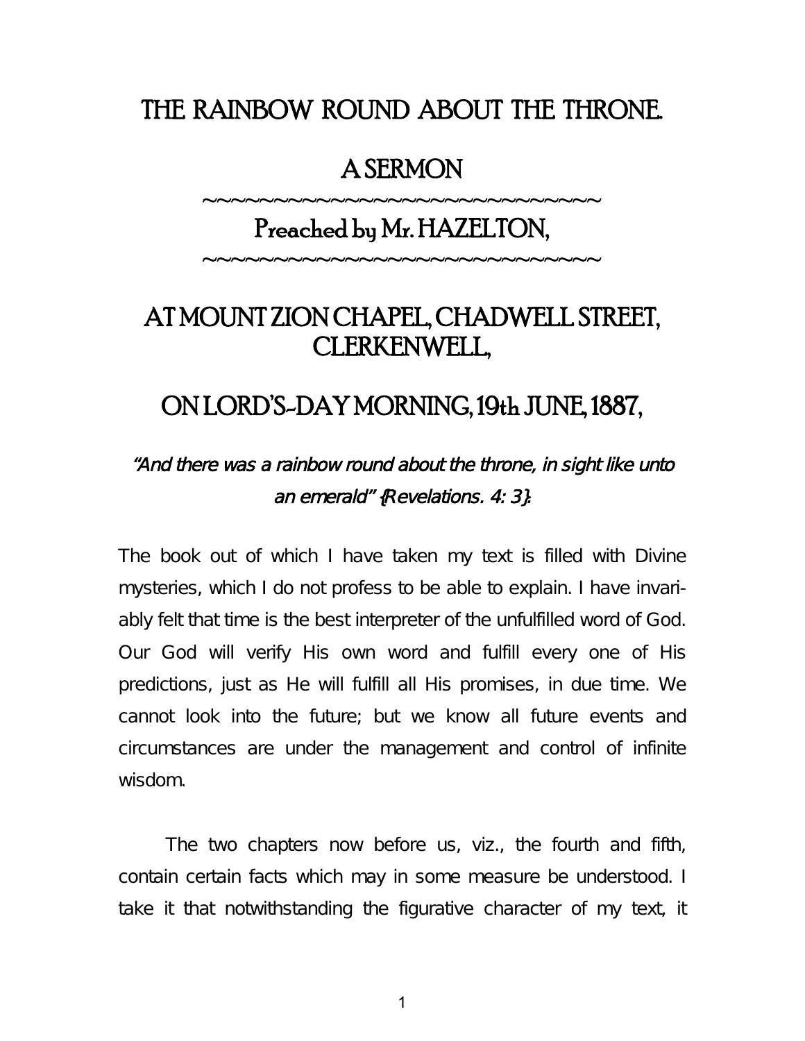# THE RAINBOW ROUND ABOUT THE THRONE.

## A SERMON

~~~~~~~~~~~~~~~~~~~~~~~~~~~~~~

## Preached by Mr. HAZELTON,

~~~~~~~~~~~~~~~~~~~~~~~~~~~~~~

## AT MOUNT ZION CHAPEL, CHADWELL STREET, CLERKENWELL,

## ON LORD'S-DAY MORNING, 19th JUNE, 1887,

*"And there was a rainbow round about the throne, in sight like unto an emerald" {Revelations. 4: 3}.*

The book out of which I have taken my text is filled with Divine mysteries, which I do not profess to be able to explain. I have invariably felt that time is the best interpreter of the unfulfilled word of God. Our God will verify His own word and fulfill every one of His predictions, just as He will fulfill all His promises, in due time. We cannot look into the future; but we know all future events and circumstances are under the management and control of infinite wisdom.

The two chapters now before us, viz., the fourth and fifth, contain certain facts which may in some measure be understood. I take it that notwithstanding the figurative character of my text, it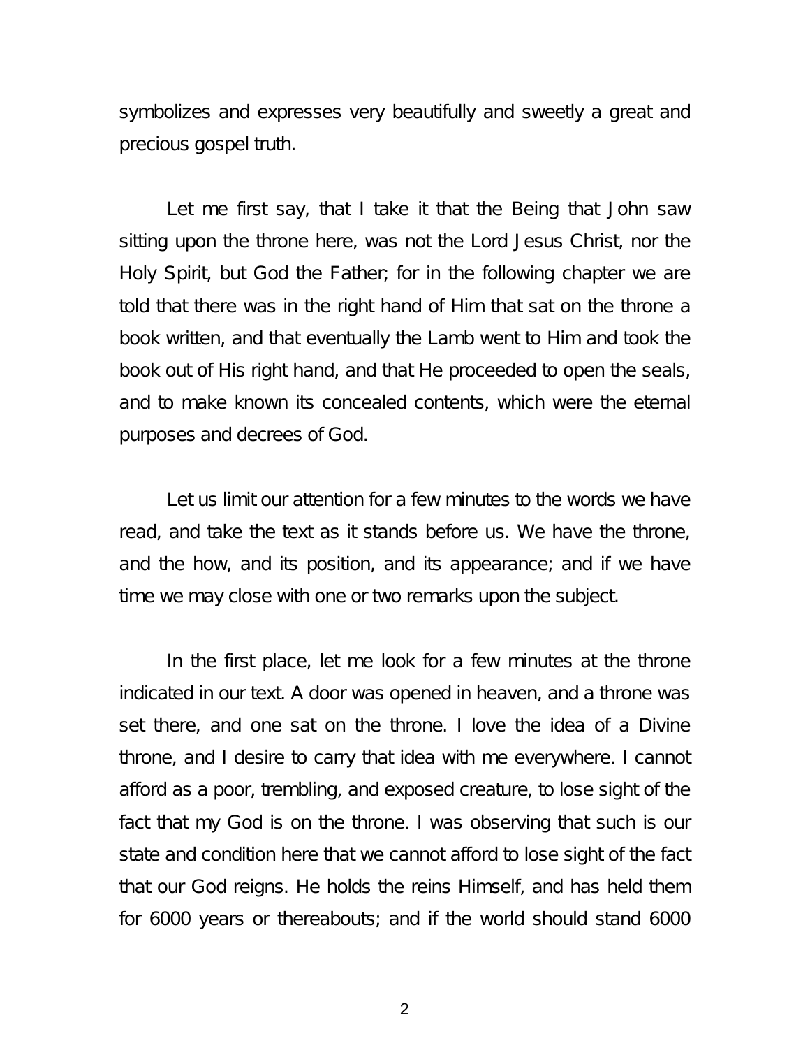symbolizes and expresses very beautifully and sweetly a great and precious gospel truth.

Let me first say, that I take it that the Being that John saw sitting upon the throne here, was not the Lord Jesus Christ, nor the Holy Spirit, but God the Father; for in the following chapter we are told that there was in the right hand of Him that sat on the throne a book written, and that eventually the Lamb went to Him and took the book out of His right hand, and that He proceeded to open the seals, and to make known its concealed contents, which were the eternal purposes and decrees of God.

Let us limit our attention for a few minutes to the words we have read, and take the text as it stands before us. We have the throne, and the how, and its position, and its appearance; and if we have time we may close with one or two remarks upon the subject.

In the first place, let me look for a few minutes at the throne indicated in our text. A door was opened in heaven, and a throne was set there, and one sat on the throne. I love the idea of a Divine throne, and I desire to carry that idea with me everywhere. I cannot afford as a poor, trembling, and exposed creature, to lose sight of the fact that my God is on the throne. I was observing that such is our state and condition here that we cannot afford to lose sight of the fact that our God reigns. He holds the reins Himself, and has held them for 6000 years or thereabouts; and if the world should stand 6000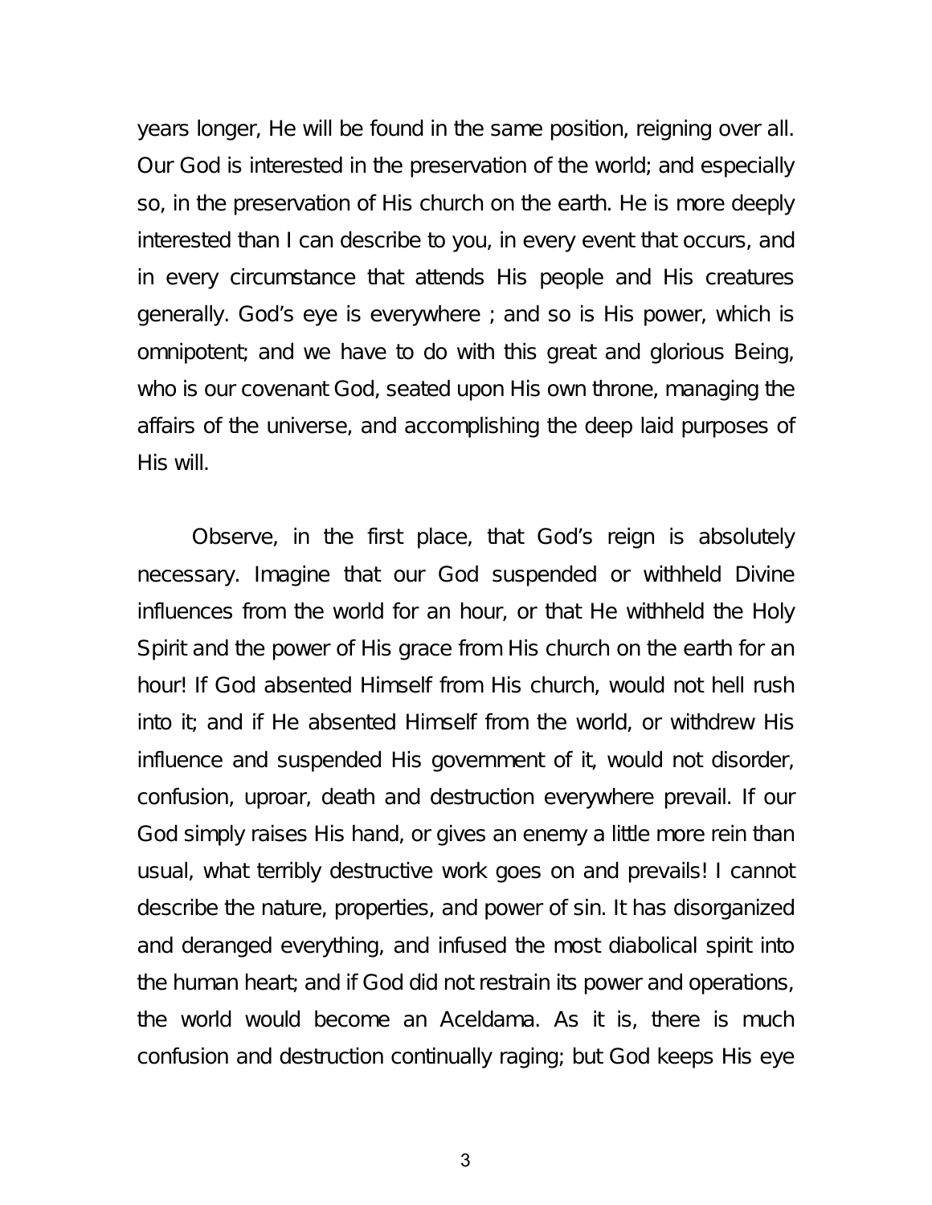years longer, He will be found in the same position, reigning over all. Our God is interested in the preservation of the world; and especially so, in the preservation of His church on the earth. He is more deeply interested than I can describe to you, in every event that occurs, and in every circumstance that attends His people and His creatures generally. God's eye is everywhere ; and so is His power, which is omnipotent; and we have to do with this great and glorious Being, who is our covenant God, seated upon His own throne, managing the affairs of the universe, and accomplishing the deep laid purposes of His will.

Observe, in the first place, that God's reign is absolutely necessary. Imagine that our God suspended or withheld Divine influences from the world for an hour, or that He withheld the Holy Spirit and the power of His grace from His church on the earth for an hour! If God absented Himself from His church, would not hell rush into it; and if He absented Himself from the world, or withdrew His influence and suspended His government of it, would not disorder, confusion, uproar, death and destruction everywhere prevail. If our God simply raises His hand, or gives an enemy a little more rein than usual, what terribly destructive work goes on and prevails! I cannot describe the nature, properties, and power of sin. It has disorganized and deranged everything, and infused the most diabolical spirit into the human heart; and if God did not restrain its power and operations, the world would become an Aceldama. As it is, there is much confusion and destruction continually raging; but God keeps His eye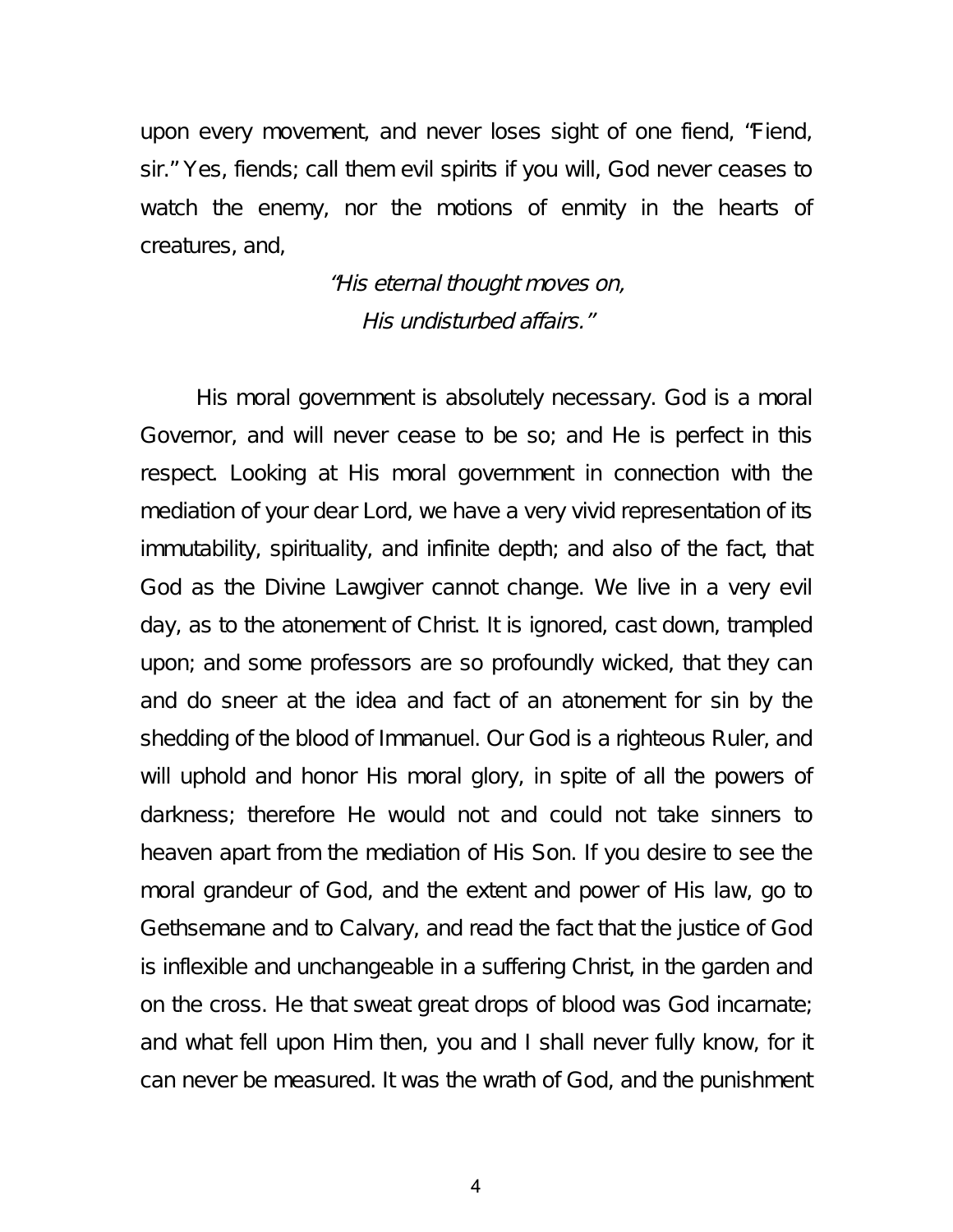upon every movement, and never loses sight of one fiend, "Fiend, sir." Yes, fiends; call them evil spirits if you will, God never ceases to watch the enemy, nor the motions of enmity in the hearts of creatures, and,

> *"His eternal thought moves on,*
> *His undisturbed affairs."*

His moral government is absolutely necessary. God is a moral Governor, and will never cease to be so; and He is perfect in this respect. Looking at His moral government in connection with the mediation of your dear Lord, we have a very vivid representation of its immutability, spirituality, and infinite depth; and also of the fact, that God as the Divine Lawgiver cannot change. We live in a very evil day, as to the atonement of Christ. It is ignored, cast down, trampled upon; and some professors are so profoundly wicked, that they can and do sneer at the idea and fact of an atonement for sin by the shedding of the blood of Immanuel. Our God is a righteous Ruler, and will uphold and honor His moral glory, in spite of all the powers of darkness; therefore He would not and could not take sinners to heaven apart from the mediation of His Son. If you desire to see the moral grandeur of God, and the extent and power of His law, go to Gethsemane and to Calvary, and read the fact that the justice of God is inflexible and unchangeable in a suffering Christ, in the garden and on the cross. He that sweat great drops of blood was God incarnate; and what fell upon Him then, you and I shall never fully know, for it can never be measured. It was the wrath of God, and the punishment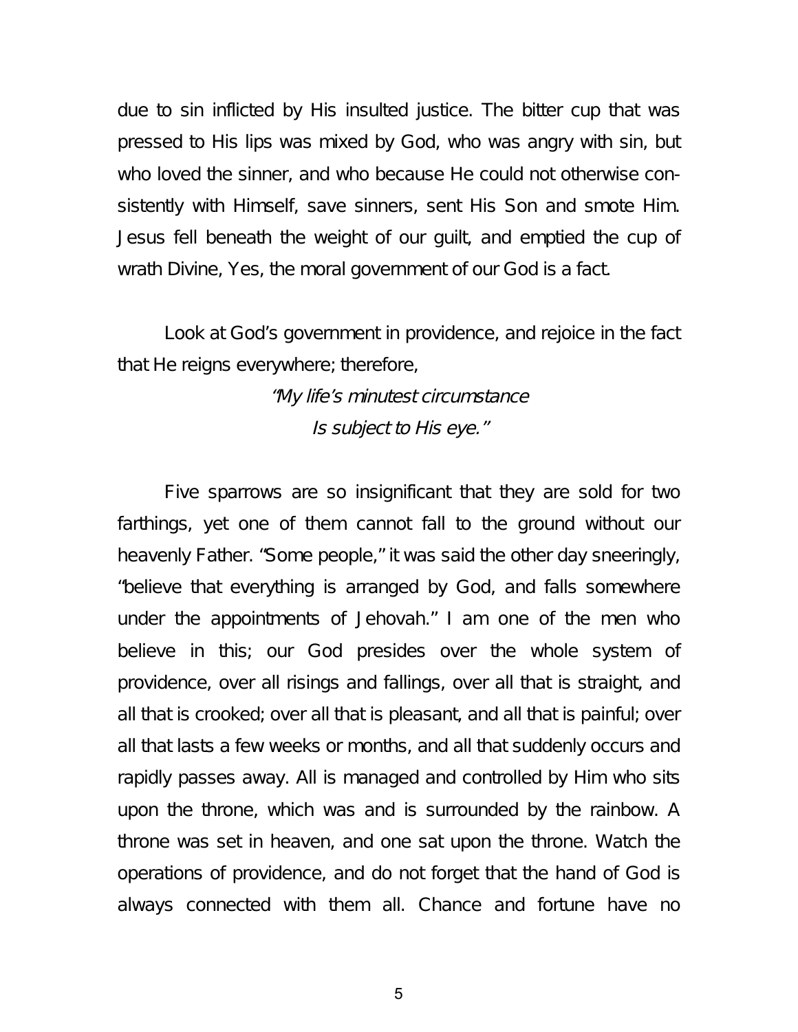due to sin inflicted by His insulted justice. The bitter cup that was pressed to His lips was mixed by God, who was angry with sin, but who loved the sinner, and who because He could not otherwise consistently with Himself, save sinners, sent His Son and smote Him. Jesus fell beneath the weight of our guilt, and emptied the cup of wrath Divine, Yes, the moral government of our God is a fact.

Look at God's government in providence, and rejoice in the fact that He reigns everywhere; therefore,

*"My life's minutest circumstance*
*Is subject to His eye."*

Five sparrows are so insignificant that they are sold for two farthings, yet one of them cannot fall to the ground without our heavenly Father. "Some people," it was said the other day sneeringly, "believe that everything is arranged by God, and falls somewhere under the appointments of Jehovah." I am one of the men who believe in this; our God presides over the whole system of providence, over all risings and fallings, over all that is straight, and all that is crooked; over all that is pleasant, and all that is painful; over all that lasts a few weeks or months, and all that suddenly occurs and rapidly passes away. All is managed and controlled by Him who sits upon the throne, which was and is surrounded by the rainbow. A throne was set in heaven, and one sat upon the throne. Watch the operations of providence, and do not forget that the hand of God is always connected with them all. Chance and fortune have no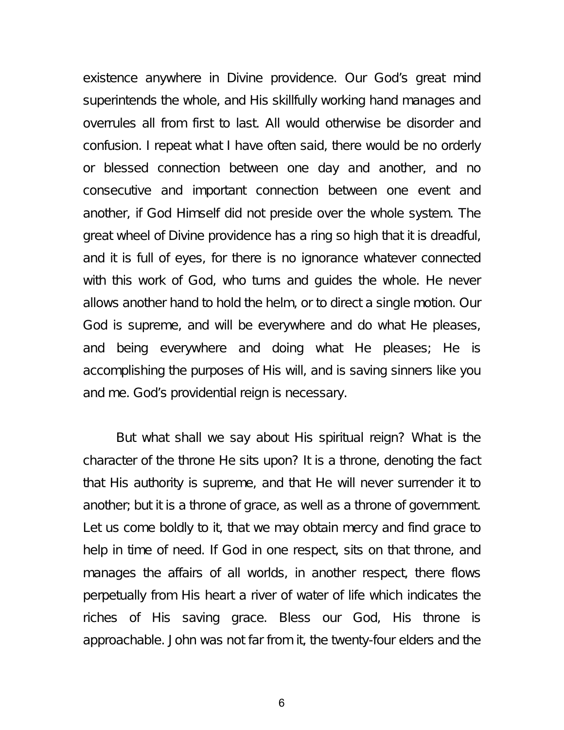existence anywhere in Divine providence. Our God's great mind superintends the whole, and His skillfully working hand manages and overrules all from first to last. All would otherwise be disorder and confusion. I repeat what I have often said, there would be no orderly or blessed connection between one day and another, and no consecutive and important connection between one event and another, if God Himself did not preside over the whole system. The great wheel of Divine providence has a ring so high that it is dreadful, and it is full of eyes, for there is no ignorance whatever connected with this work of God, who turns and guides the whole. He never allows another hand to hold the helm, or to direct a single motion. Our God is supreme, and will be everywhere and do what He pleases, and being everywhere and doing what He pleases; He is accomplishing the purposes of His will, and is saving sinners like you and me. God's providential reign is necessary.

But what shall we say about His spiritual reign? What is the character of the throne He sits upon? It is a throne, denoting the fact that His authority is supreme, and that He will never surrender it to another; but it is a throne of grace, as well as a throne of government. Let us come boldly to it, that we may obtain mercy and find grace to help in time of need. If God in one respect, sits on that throne, and manages the affairs of all worlds, in another respect, there flows perpetually from His heart a river of water of life which indicates the riches of His saving grace. Bless our God, His throne is approachable. John was not far from it, the twenty-four elders and the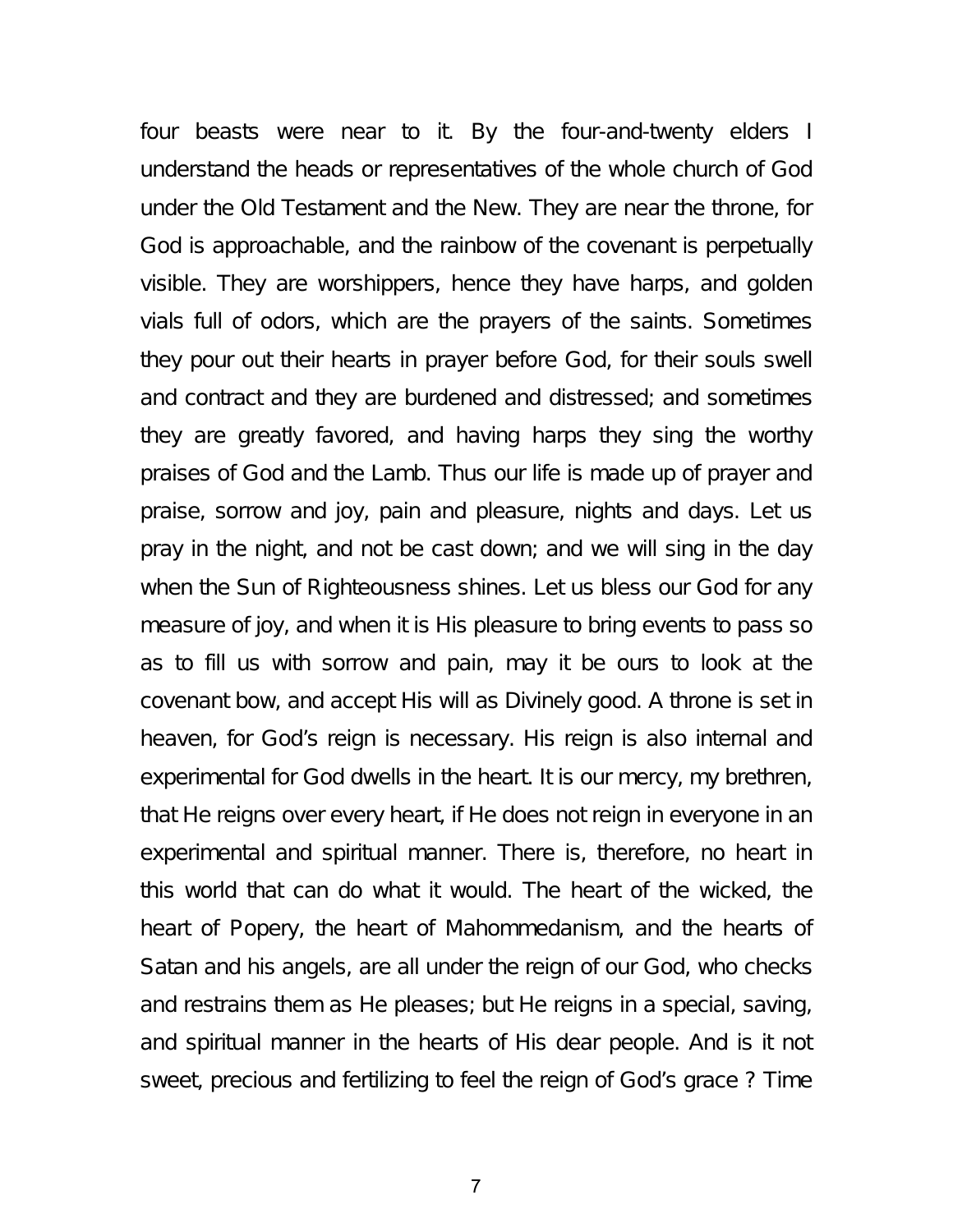four beasts were near to it. By the four-and-twenty elders I understand the heads or representatives of the whole church of God under the Old Testament and the New. They are near the throne, for God is approachable, and the rainbow of the covenant is perpetually visible. They are worshippers, hence they have harps, and golden vials full of odors, which are the prayers of the saints. Sometimes they pour out their hearts in prayer before God, for their souls swell and contract and they are burdened and distressed; and sometimes they are greatly favored, and having harps they sing the worthy praises of God and the Lamb. Thus our life is made up of prayer and praise, sorrow and joy, pain and pleasure, nights and days. Let us pray in the night, and not be cast down; and we will sing in the day when the Sun of Righteousness shines. Let us bless our God for any measure of joy, and when it is His pleasure to bring events to pass so as to fill us with sorrow and pain, may it be ours to look at the covenant bow, and accept His will as Divinely good. A throne is set in heaven, for God's reign is necessary. His reign is also internal and experimental for God dwells in the heart. It is our mercy, my brethren, that He reigns over every heart, if He does not reign in everyone in an experimental and spiritual manner. There is, therefore, no heart in this world that can do what it would. The heart of the wicked, the heart of Popery, the heart of Mahommedanism, and the hearts of Satan and his angels, are all under the reign of our God, who checks and restrains them as He pleases; but He reigns in a special, saving, and spiritual manner in the hearts of His dear people. And is it not sweet, precious and fertilizing to feel the reign of God's grace ? Time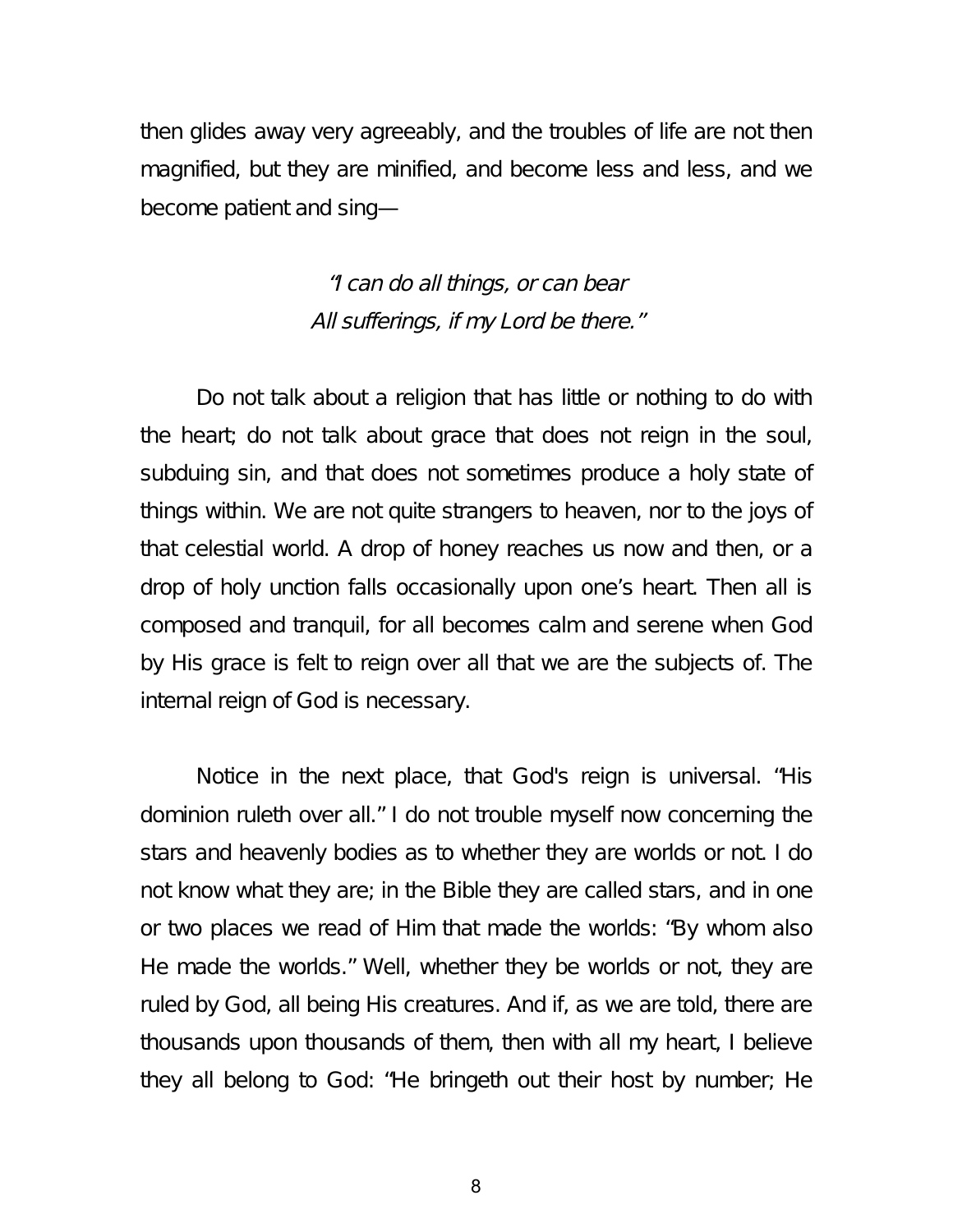then glides away very agreeably, and the troubles of life are not then magnified, but they are minified, and become less and less, and we become patient and sing—

*"I can do all things, or can bear*
*All sufferings, if my Lord be there."*

Do not talk about a religion that has little or nothing to do with the heart; do not talk about grace that does not reign in the soul, subduing sin, and that does not sometimes produce a holy state of things within. We are not quite strangers to heaven, nor to the joys of that celestial world. A drop of honey reaches us now and then, or a drop of holy unction falls occasionally upon one's heart. Then all is composed and tranquil, for all becomes calm and serene when God by His grace is felt to reign over all that we are the subjects of. The internal reign of God is necessary.

Notice in the next place, that God's reign is universal. "His dominion ruleth over all." I do not trouble myself now concerning the stars and heavenly bodies as to whether they are worlds or not. I do not know what they are; in the Bible they are called stars, and in one or two places we read of Him that made the worlds: "By whom also He made the worlds." Well, whether they be worlds or not, they are ruled by God, all being His creatures. And if, as we are told, there are thousands upon thousands of them, then with all my heart, I believe they all belong to God: "He bringeth out their host by number; He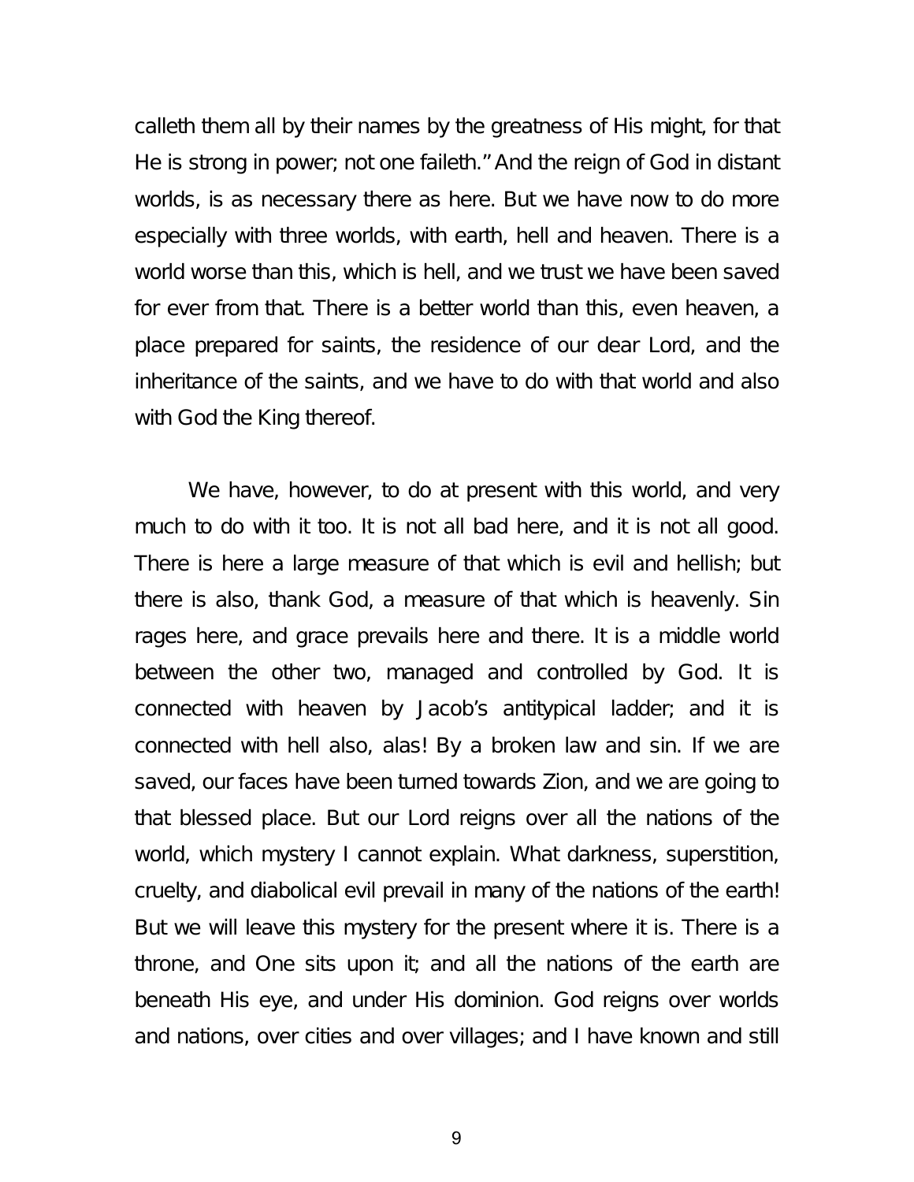calleth them all by their names by the greatness of His might, for that He is strong in power; not one faileth." And the reign of God in distant worlds, is as necessary there as here. But we have now to do more especially with three worlds, with earth, hell and heaven. There is a world worse than this, which is hell, and we trust we have been saved for ever from that. There is a better world than this, even heaven, a place prepared for saints, the residence of our dear Lord, and the inheritance of the saints, and we have to do with that world and also with God the King thereof.

We have, however, to do at present with this world, and very much to do with it too. It is not all bad here, and it is not all good. There is here a large measure of that which is evil and hellish; but there is also, thank God, a measure of that which is heavenly. Sin rages here, and grace prevails here and there. It is a middle world between the other two, managed and controlled by God. It is connected with heaven by Jacob's antitypical ladder; and it is connected with hell also, alas! By a broken law and sin. If we are saved, our faces have been turned towards Zion, and we are going to that blessed place. But our Lord reigns over all the nations of the world, which mystery I cannot explain. What darkness, superstition, cruelty, and diabolical evil prevail in many of the nations of the earth! But we will leave this mystery for the present where it is. There is a throne, and One sits upon it; and all the nations of the earth are beneath His eye, and under His dominion. God reigns over worlds and nations, over cities and over villages; and I have known and still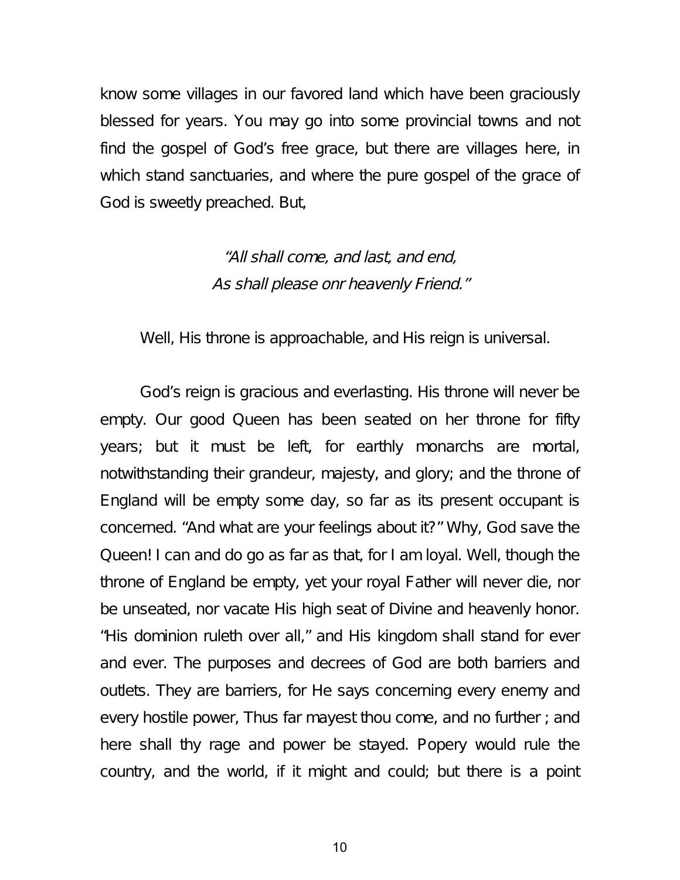know some villages in our favored land which have been graciously blessed for years. You may go into some provincial towns and not find the gospel of God's free grace, but there are villages here, in which stand sanctuaries, and where the pure gospel of the grace of God is sweetly preached. But,

> *"All shall come, and last, and end,*
> *As shall please onr heavenly Friend."*

Well, His throne is approachable, and His reign is universal.

God's reign is gracious and everlasting. His throne will never be empty. Our good Queen has been seated on her throne for fifty years; but it must be left, for earthly monarchs are mortal, notwithstanding their grandeur, majesty, and glory; and the throne of England will be empty some day, so far as its present occupant is concerned. "And what are your feelings about it?" Why, God save the Queen! I can and do go as far as that, for I am loyal. Well, though the throne of England be empty, yet your royal Father will never die, nor be unseated, nor vacate His high seat of Divine and heavenly honor. "His dominion ruleth over all," and His kingdom shall stand for ever and ever. The purposes and decrees of God are both barriers and outlets. They are barriers, for He says concerning every enemy and every hostile power, Thus far mayest thou come, and no further ; and here shall thy rage and power be stayed. Popery would rule the country, and the world, if it might and could; but there is a point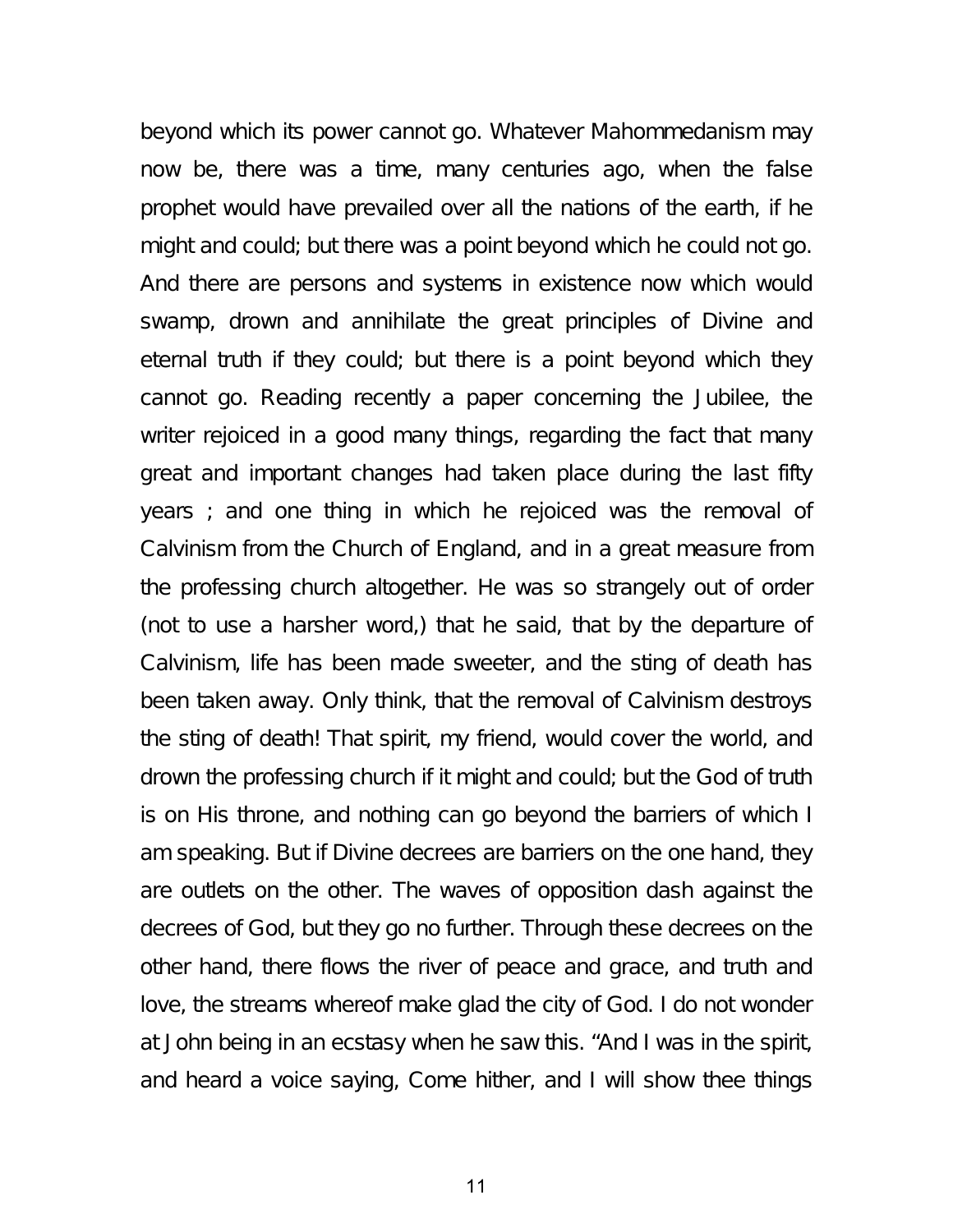beyond which its power cannot go. Whatever Mahommedanism may now be, there was a time, many centuries ago, when the false prophet would have prevailed over all the nations of the earth, if he might and could; but there was a point beyond which he could not go. And there are persons and systems in existence now which would swamp, drown and annihilate the great principles of Divine and eternal truth if they could; but there is a point beyond which they cannot go. Reading recently a paper concerning the Jubilee, the writer rejoiced in a good many things, regarding the fact that many great and important changes had taken place during the last fifty years ; and one thing in which he rejoiced was the removal of Calvinism from the Church of England, and in a great measure from the professing church altogether. He was so strangely out of order (not to use a harsher word,) that he said, that by the departure of Calvinism, life has been made sweeter, and the sting of death has been taken away. Only think, that the removal of Calvinism destroys the sting of death! That spirit, my friend, would cover the world, and drown the professing church if it might and could; but the God of truth is on His throne, and nothing can go beyond the barriers of which I am speaking. But if Divine decrees are barriers on the one hand, they are outlets on the other. The waves of opposition dash against the decrees of God, but they go no further. Through these decrees on the other hand, there flows the river of peace and grace, and truth and love, the streams whereof make glad the city of God. I do not wonder at John being in an ecstasy when he saw this. "And I was in the spirit, and heard a voice saying, Come hither, and I will show thee things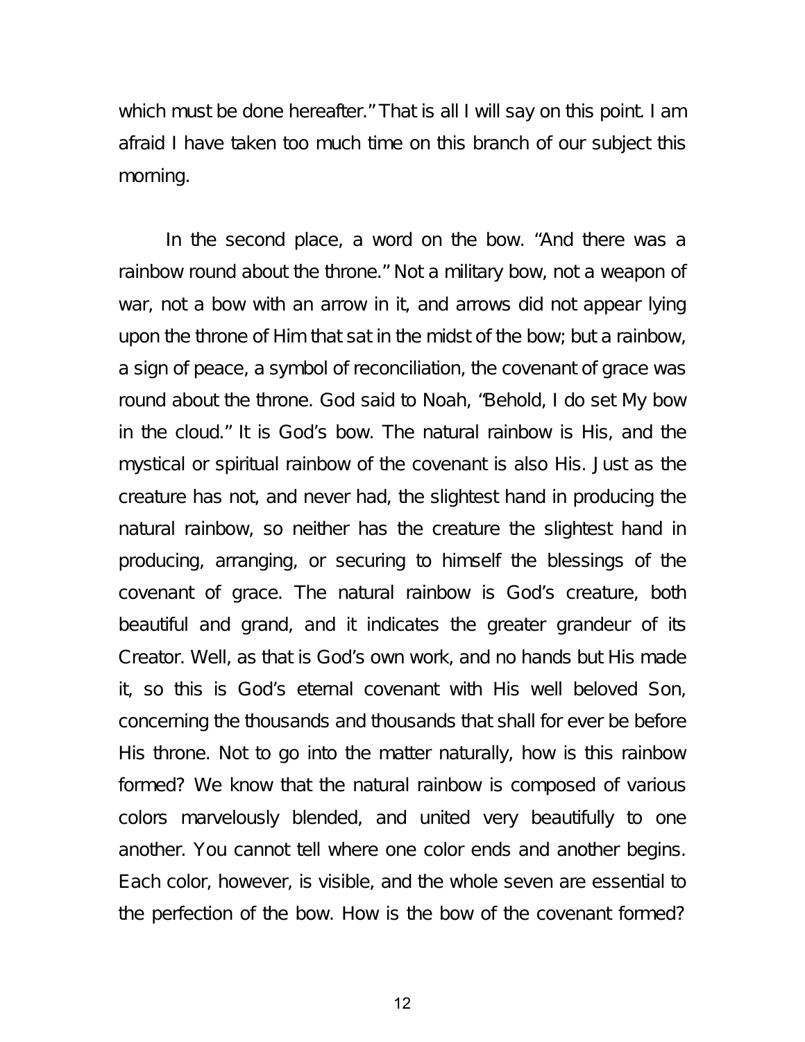which must be done hereafter." That is all I will say on this point. I am afraid I have taken too much time on this branch of our subject this morning.

In the second place, a word on the bow. "And there was a rainbow round about the throne." Not a military bow, not a weapon of war, not a bow with an arrow in it, and arrows did not appear lying upon the throne of Him that sat in the midst of the bow; but a rainbow, a sign of peace, a symbol of reconciliation, the covenant of grace was round about the throne. God said to Noah, "Behold, I do set My bow in the cloud." It is God's bow. The natural rainbow is His, and the mystical or spiritual rainbow of the covenant is also His. Just as the creature has not, and never had, the slightest hand in producing the natural rainbow, so neither has the creature the slightest hand in producing, arranging, or securing to himself the blessings of the covenant of grace. The natural rainbow is God's creature, both beautiful and grand, and it indicates the greater grandeur of its Creator. Well, as that is God's own work, and no hands but His made it, so this is God's eternal covenant with His well beloved Son, concerning the thousands and thousands that shall for ever be before His throne. Not to go into the matter naturally, how is this rainbow formed? We know that the natural rainbow is composed of various colors marvelously blended, and united very beautifully to one another. You cannot tell where one color ends and another begins. Each color, however, is visible, and the whole seven are essential to the perfection of the bow. How is the bow of the covenant formed?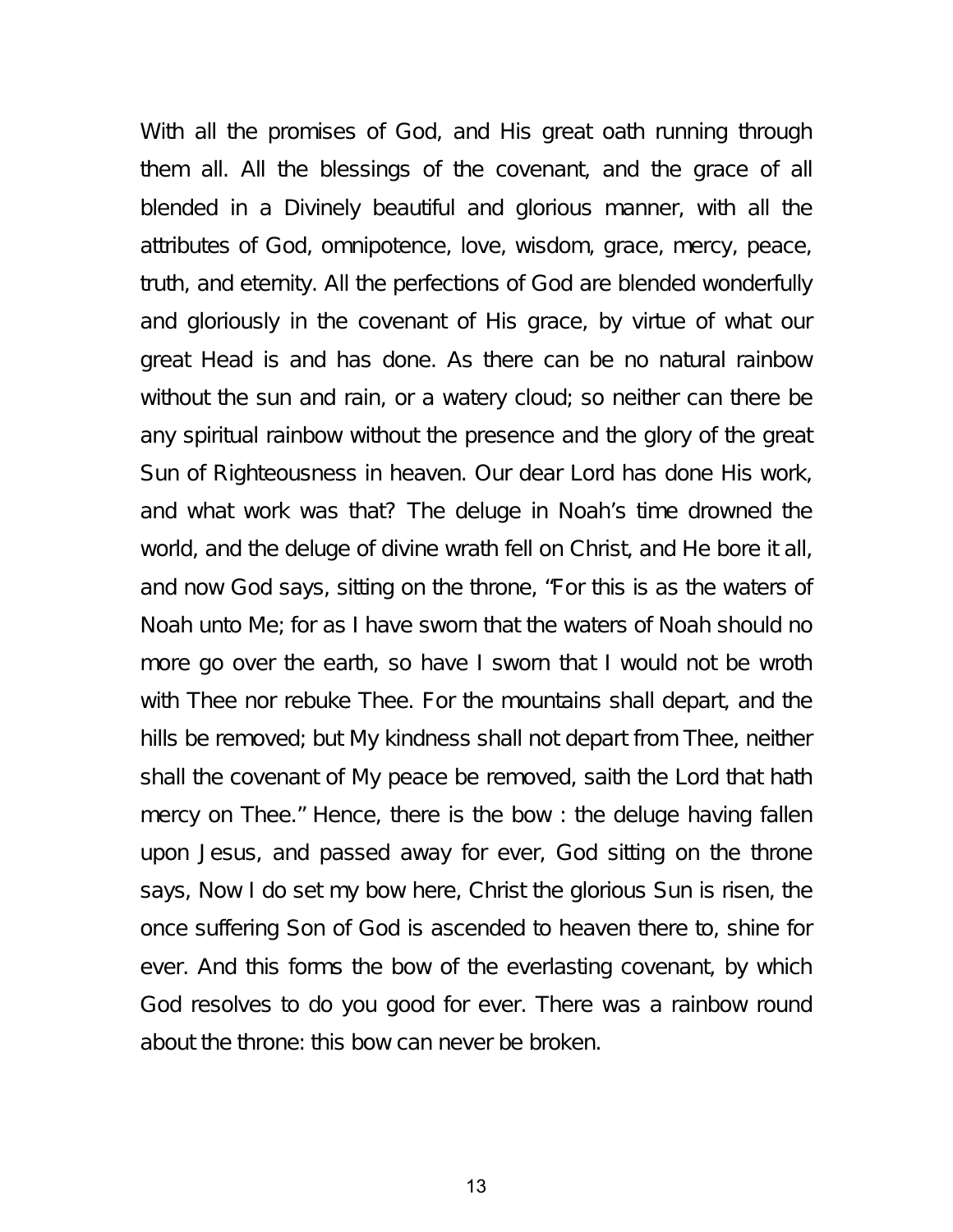With all the promises of God, and His great oath running through them all. All the blessings of the covenant, and the grace of all blended in a Divinely beautiful and glorious manner, with all the attributes of God, omnipotence, love, wisdom, grace, mercy, peace, truth, and eternity. All the perfections of God are blended wonderfully and gloriously in the covenant of His grace, by virtue of what our great Head is and has done. As there can be no natural rainbow without the sun and rain, or a watery cloud; so neither can there be any spiritual rainbow without the presence and the glory of the great Sun of Righteousness in heaven. Our dear Lord has done His work, and what work was that? The deluge in Noah's time drowned the world, and the deluge of divine wrath fell on Christ, and He bore it all, and now God says, sitting on the throne, "For this is as the waters of Noah unto Me; for as I have sworn that the waters of Noah should no more go over the earth, so have I sworn that I would not be wroth with Thee nor rebuke Thee. For the mountains shall depart, and the hills be removed; but My kindness shall not depart from Thee, neither shall the covenant of My peace be removed, saith the Lord that hath mercy on Thee." Hence, there is the bow : the deluge having fallen upon Jesus, and passed away for ever, God sitting on the throne says, Now I do set my bow here, Christ the glorious Sun is risen, the once suffering Son of God is ascended to heaven there to, shine for ever. And this forms the bow of the everlasting covenant, by which God resolves to do you good for ever. There was a rainbow round about the throne: this bow can never be broken.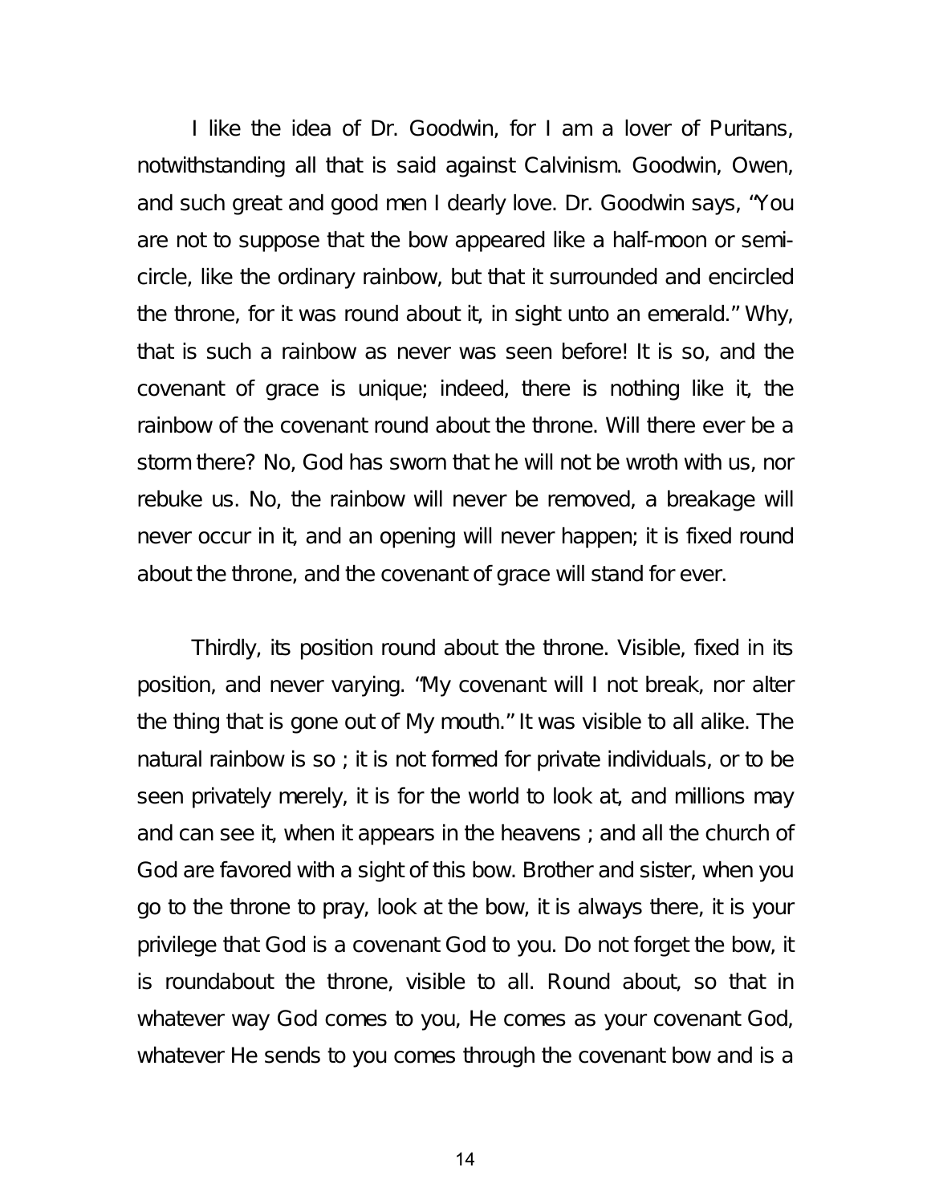I like the idea of Dr. Goodwin, for I am a lover of Puritans, notwithstanding all that is said against Calvinism. Goodwin, Owen, and such great and good men I dearly love. Dr. Goodwin says, "You are not to suppose that the bow appeared like a half-moon or semi-circle, like the ordinary rainbow, but that it surrounded and encircled the throne, for it was round about it, in sight unto an emerald." Why, that is such a rainbow as never was seen before! It is so, and the covenant of grace is unique; indeed, there is nothing like it, the rainbow of the covenant round about the throne. Will there ever be a storm there? No, God has sworn that he will not be wroth with us, nor rebuke us. No, the rainbow will never be removed, a breakage will never occur in it, and an opening will never happen; it is fixed round about the throne, and the covenant of grace will stand for ever.

Thirdly, its position round about the throne. Visible, fixed in its position, and never varying. "My covenant will I not break, nor alter the thing that is gone out of My mouth." It was visible to all alike. The natural rainbow is so ; it is not formed for private individuals, or to be seen privately merely, it is for the world to look at, and millions may and can see it, when it appears in the heavens ; and all the church of God are favored with a sight of this bow. Brother and sister, when you go to the throne to pray, look at the bow, it is always there, it is your privilege that God is a covenant God to you. Do not forget the bow, it is roundabout the throne, visible to all. Round about, so that in whatever way God comes to you, He comes as your covenant God, whatever He sends to you comes through the covenant bow and is a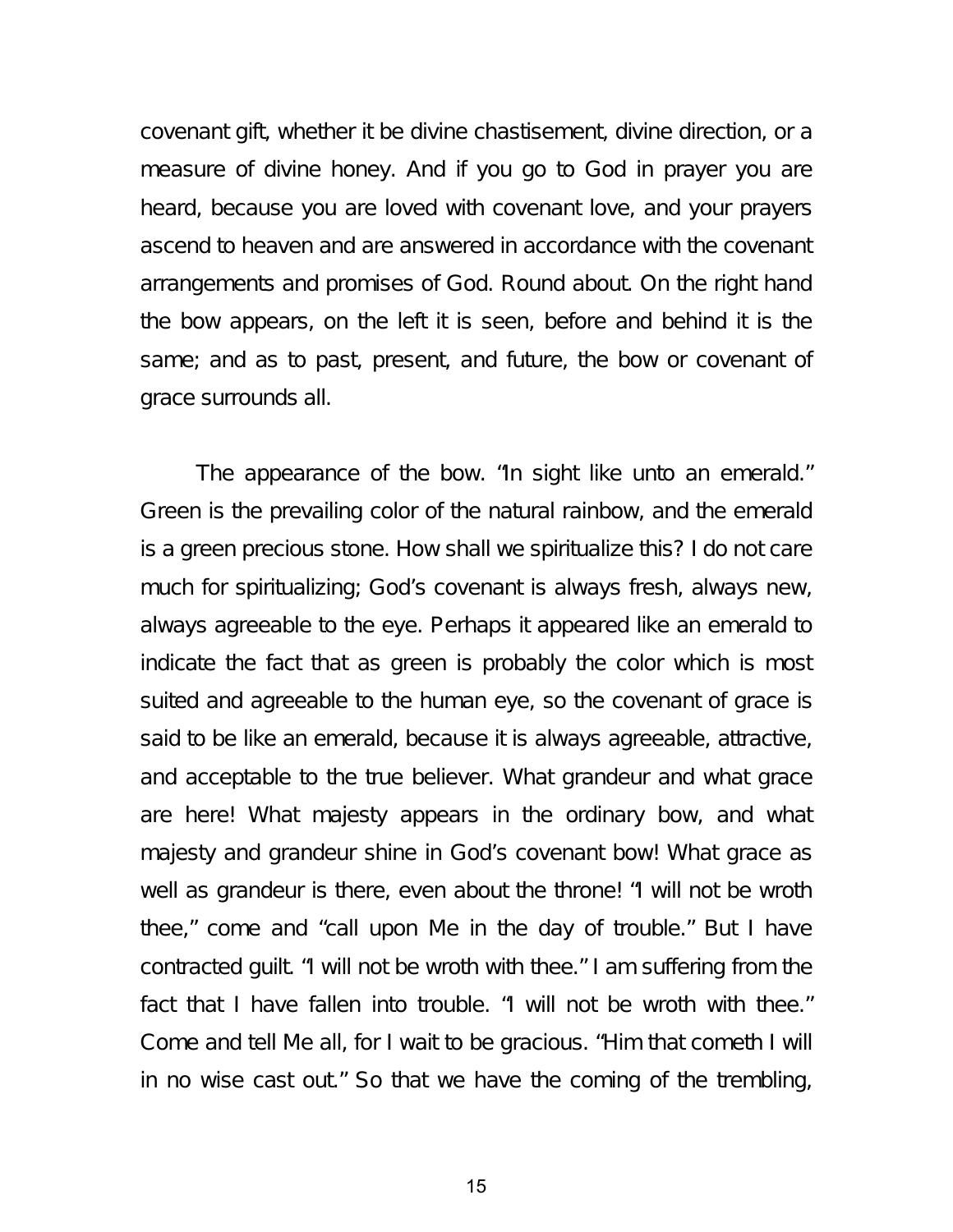covenant gift, whether it be divine chastisement, divine direction, or a measure of divine honey. And if you go to God in prayer you are heard, because you are loved with covenant love, and your prayers ascend to heaven and are answered in accordance with the covenant arrangements and promises of God. Round about. On the right hand the bow appears, on the left it is seen, before and behind it is the same; and as to past, present, and future, the bow or covenant of grace surrounds all.

The appearance of the bow. "In sight like unto an emerald." Green is the prevailing color of the natural rainbow, and the emerald is a green precious stone. How shall we spiritualize this? I do not care much for spiritualizing; God's covenant is always fresh, always new, always agreeable to the eye. Perhaps it appeared like an emerald to indicate the fact that as green is probably the color which is most suited and agreeable to the human eye, so the covenant of grace is said to be like an emerald, because it is always agreeable, attractive, and acceptable to the true believer. What grandeur and what grace are here! What majesty appears in the ordinary bow, and what majesty and grandeur shine in God's covenant bow! What grace as well as grandeur is there, even about the throne! "I will not be wroth thee," come and "call upon Me in the day of trouble." But I have contracted guilt. "I will not be wroth with thee." I am suffering from the fact that I have fallen into trouble. "I will not be wroth with thee." Come and tell Me all, for I wait to be gracious. "Him that cometh I will in no wise cast out." So that we have the coming of the trembling,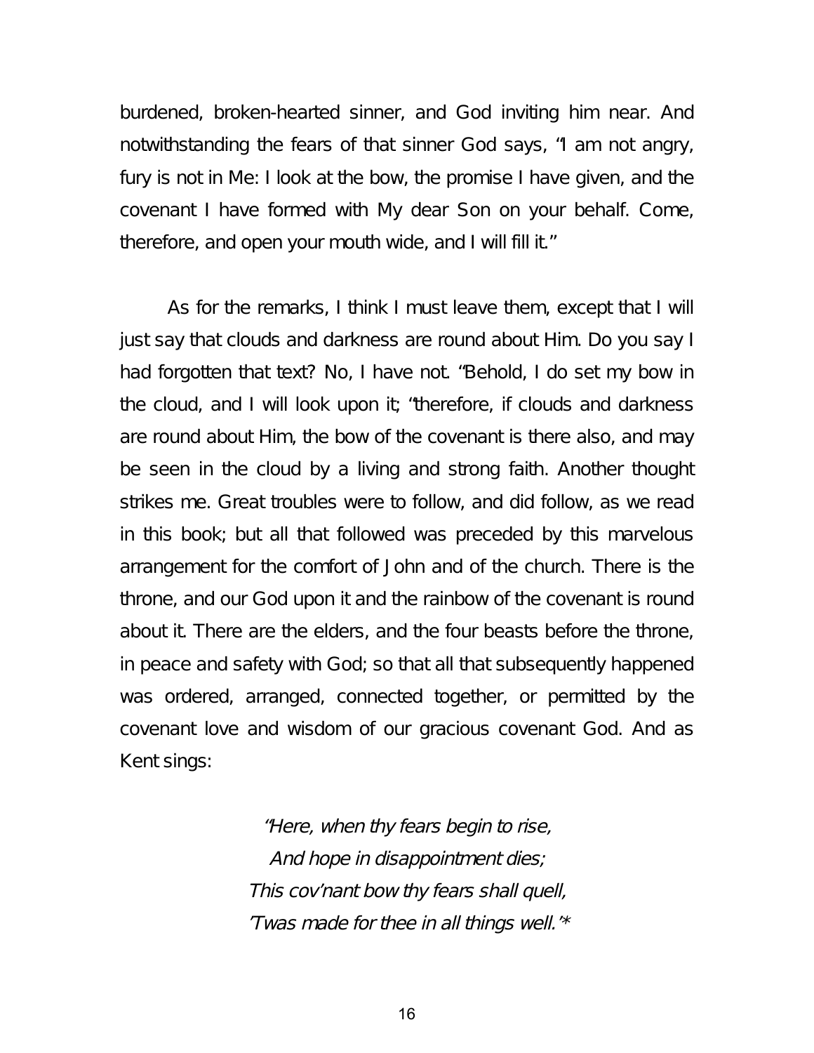burdened, broken-hearted sinner, and God inviting him near. And notwithstanding the fears of that sinner God says, "I am not angry, fury is not in Me: I look at the bow, the promise I have given, and the covenant I have formed with My dear Son on your behalf. Come, therefore, and open your mouth wide, and I will fill it."

As for the remarks, I think I must leave them, except that I will just say that clouds and darkness are round about Him. Do you say I had forgotten that text? No, I have not. "Behold, I do set my bow in the cloud, and I will look upon it; "therefore, if clouds and darkness are round about Him, the bow of the covenant is there also, and may be seen in the cloud by a living and strong faith. Another thought strikes me. Great troubles were to follow, and did follow, as we read in this book; but all that followed was preceded by this marvelous arrangement for the comfort of John and of the church. There is the throne, and our God upon it and the rainbow of the covenant is round about it. There are the elders, and the four beasts before the throne, in peace and safety with God; so that all that subsequently happened was ordered, arranged, connected together, or permitted by the covenant love and wisdom of our gracious covenant God. And as Kent sings:

*"Here, when thy fears begin to rise,*
*And hope in disappointment dies;*
*This cov'nant bow thy fears shall quell,*
*'Twas made for thee in all things well."**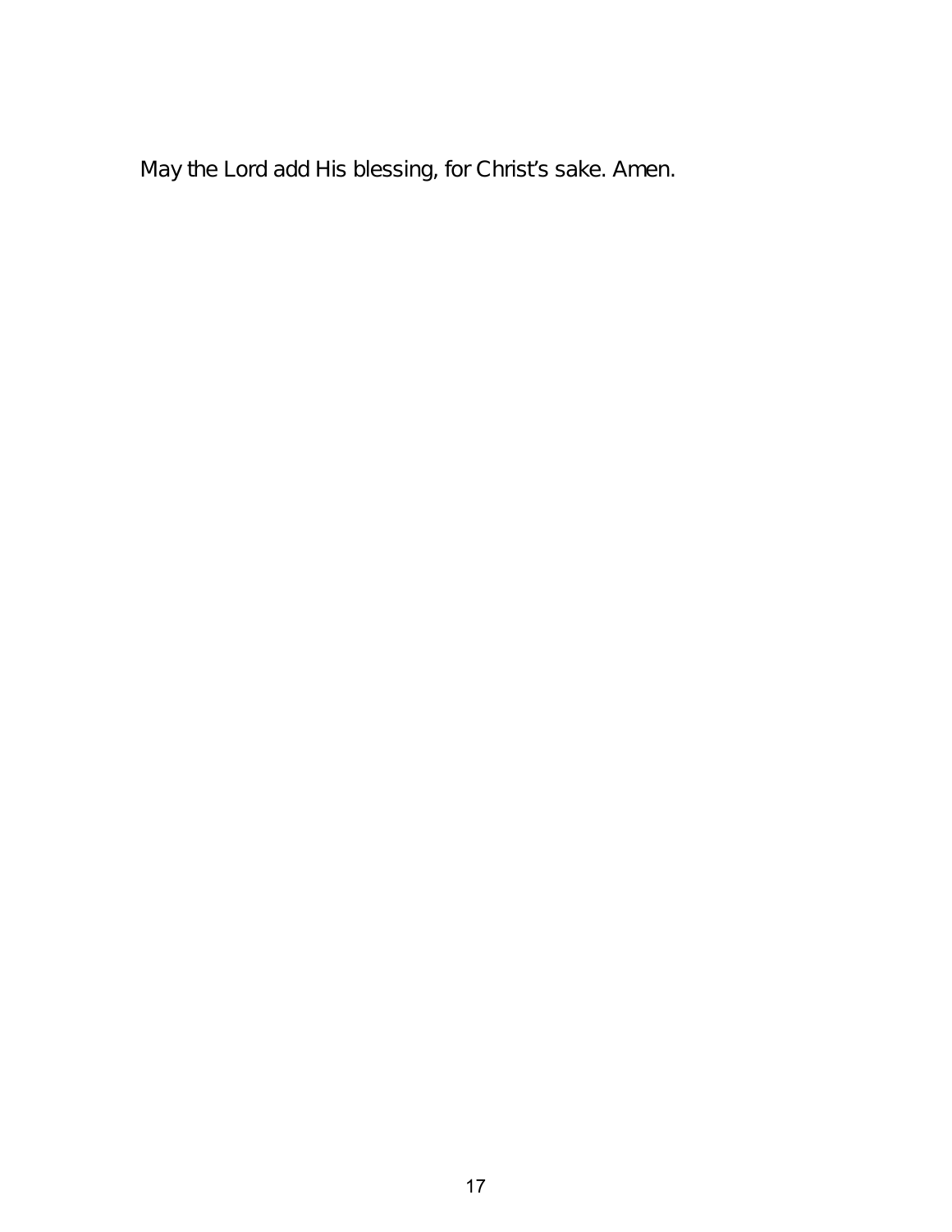May the Lord add His blessing, for Christ's sake. Amen.